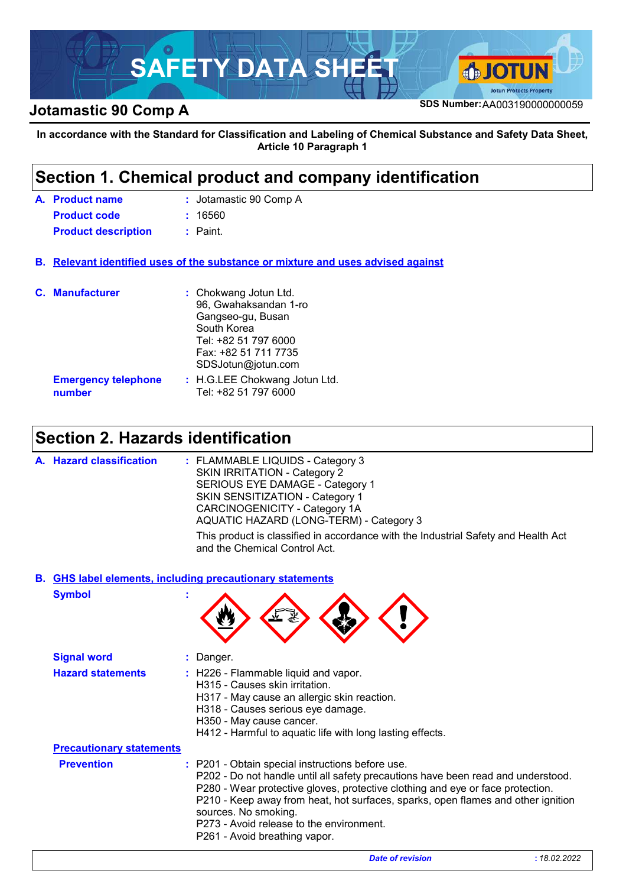# SAFETY DATA SHEET

## Jotamastic 90 Comp A

**SDS Number:** AA003190000000059

**In accordance with the Standard for Classification and Labeling of Chemical Substance and Safety Data Sheet, Article 10 Paragraph 1**

## Section 1. Chemical product and company identification

**A. Product name** : Jotamastic 90 Comp A

**Product code** : 16560

**Product description** : Paint.

**B. Relevant identified uses of the substance or mixture and uses advised against**

**C. Manufacturer** : Chokwang Jotun Ltd.
96, Gwahaksandan 1-ro
Gangseo-gu, Busan
South Korea
Tel: +82 51 797 6000
Fax: +82 51 711 7735
SDSJotun@jotun.com

**Emergency telephone number** : H.G.LEE Chokwang Jotun Ltd.
Tel: +82 51 797 6000

## Section 2. Hazards identification

**A. Hazard classification** : FLAMMABLE LIQUIDS - Category 3
SKIN IRRITATION - Category 2
SERIOUS EYE DAMAGE - Category 1
SKIN SENSITIZATION - Category 1
CARCINOGENICITY - Category 1A
AQUATIC HAZARD (LONG-TERM) - Category 3

This product is classified in accordance with the Industrial Safety and Health Act and the Chemical Control Act.

**B. GHS label elements, including precautionary statements**

**Symbol** :

**Signal word** : Danger.

**Hazard statements** : H226 - Flammable liquid and vapor.
H315 - Causes skin irritation.
H317 - May cause an allergic skin reaction.
H318 - Causes serious eye damage.
H350 - May cause cancer.
H412 - Harmful to aquatic life with long lasting effects.

**Precautionary statements**

**Prevention** : P201 - Obtain special instructions before use.
P202 - Do not handle until all safety precautions have been read and understood.
P280 - Wear protective gloves, protective clothing and eye or face protection.
P210 - Keep away from heat, hot surfaces, sparks, open flames and other ignition sources. No smoking.
P273 - Avoid release to the environment.
P261 - Avoid breathing vapor.

*Date of revision* : 18.02.2022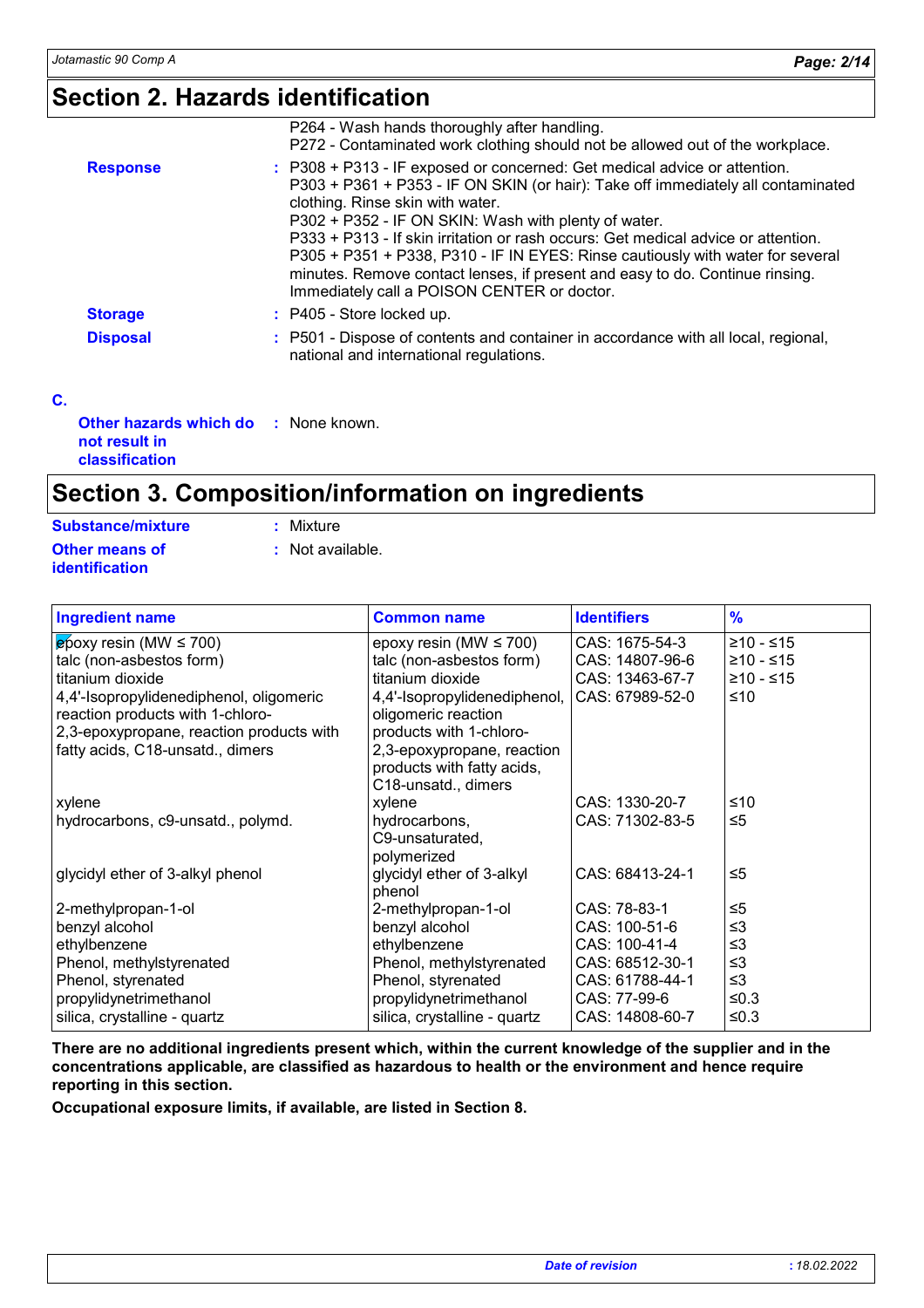## Section 2. Hazards identification

P264 - Wash hands thoroughly after handling.
P272 - Contaminated work clothing should not be allowed out of the workplace.

**Response** : P308 + P313 - IF exposed or concerned: Get medical advice or attention.
P303 + P361 + P353 - IF ON SKIN (or hair): Take off immediately all contaminated clothing. Rinse skin with water.
P302 + P352 - IF ON SKIN: Wash with plenty of water.
P333 + P313 - If skin irritation or rash occurs: Get medical advice or attention.
P305 + P351 + P338, P310 - IF IN EYES: Rinse cautiously with water for several minutes. Remove contact lenses, if present and easy to do. Continue rinsing. Immediately call a POISON CENTER or doctor.

**Storage** : P405 - Store locked up.

**Disposal** : P501 - Dispose of contents and container in accordance with all local, regional, national and international regulations.

**C.**

**Other hazards which do not result in classification** : None known.

## Section 3. Composition/information on ingredients

**Substance/mixture** : Mixture

**Other means of identification** : Not available.

| Ingredient name | Common name | Identifiers | % |
|---|---|---|---|
| epoxy resin (MW ≤ 700) | epoxy resin (MW ≤ 700) | CAS: 1675-54-3 | ≥10 - ≤15 |
| talc (non-asbestos form) | talc (non-asbestos form) | CAS: 14807-96-6 | ≥10 - ≤15 |
| titanium dioxide | titanium dioxide | CAS: 13463-67-7 | ≥10 - ≤15 |
| 4,4'-Isopropylidenediphenol, oligomeric reaction products with 1-chloro-2,3-epoxypropane, reaction products with fatty acids, C18-unsatd., dimers | 4,4'-Isopropylidenediphenol, oligomeric reaction products with 1-chloro-2,3-epoxypropane, reaction products with fatty acids, C18-unsatd., dimers | CAS: 67989-52-0 | ≤10 |
| xylene | xylene | CAS: 1330-20-7 | ≤10 |
| hydrocarbons, c9-unsatd., polymd. | hydrocarbons, C9-unsaturated, polymerized | CAS: 71302-83-5 | ≤5 |
| glycidyl ether of 3-alkyl phenol | glycidyl ether of 3-alkyl phenol | CAS: 68413-24-1 | ≤5 |
| 2-methylpropan-1-ol | 2-methylpropan-1-ol | CAS: 78-83-1 | ≤5 |
| benzyl alcohol | benzyl alcohol | CAS: 100-51-6 | ≤3 |
| ethylbenzene | ethylbenzene | CAS: 100-41-4 | ≤3 |
| Phenol, methylstyrenated | Phenol, methylstyrenated | CAS: 68512-30-1 | ≤3 |
| Phenol, styrenated | Phenol, styrenated | CAS: 61788-44-1 | ≤3 |
| propylidynetrimethanol | propylidynetrimethanol | CAS: 77-99-6 | ≤0.3 |
| silica, crystalline - quartz | silica, crystalline - quartz | CAS: 14808-60-7 | ≤0.3 |

**There are no additional ingredients present which, within the current knowledge of the supplier and in the concentrations applicable, are classified as hazardous to health or the environment and hence require reporting in this section.**

**Occupational exposure limits, if available, are listed in Section 8.**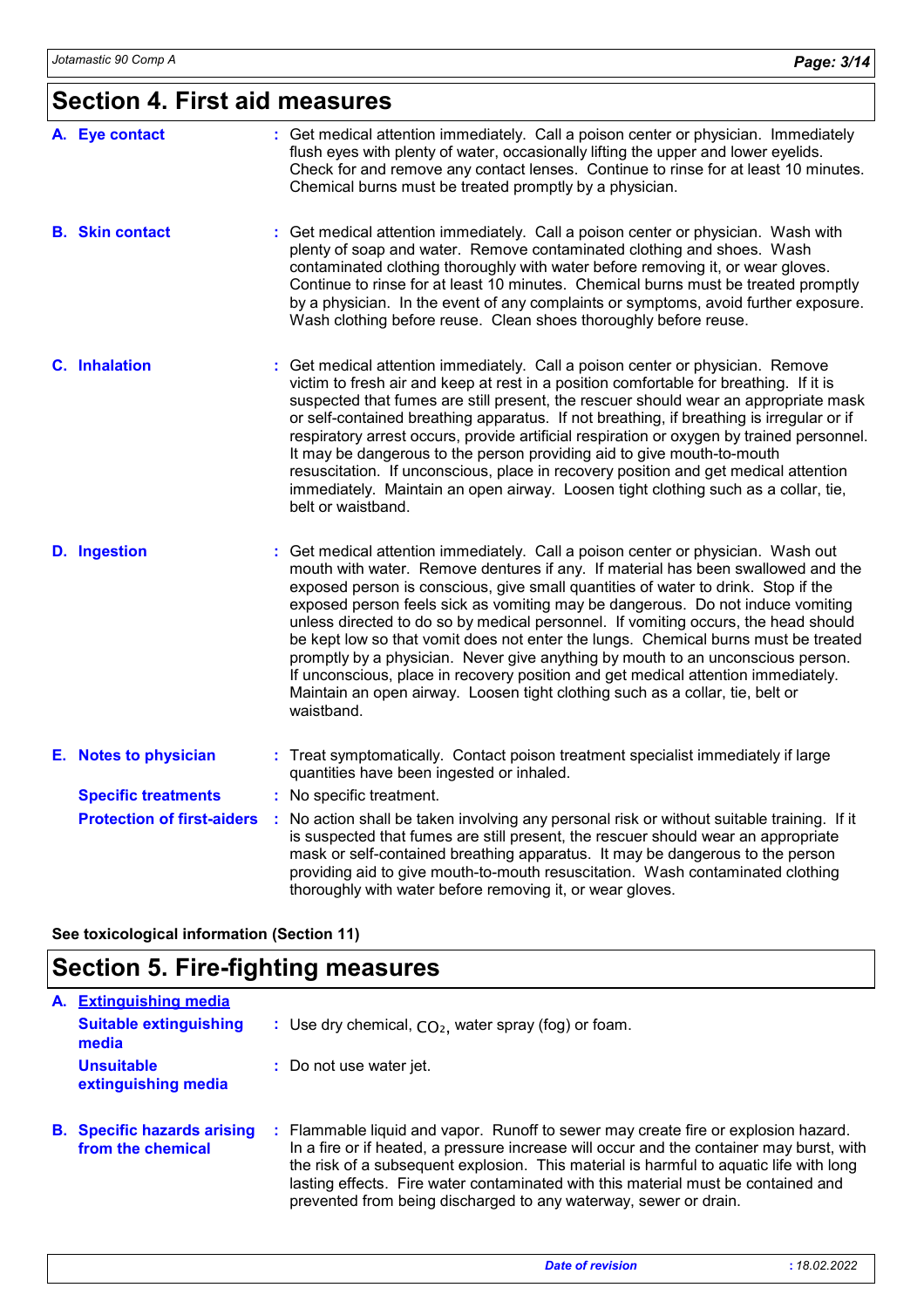## Section 4. First aid measures

**A. Eye contact** : Get medical attention immediately. Call a poison center or physician. Immediately flush eyes with plenty of water, occasionally lifting the upper and lower eyelids. Check for and remove any contact lenses. Continue to rinse for at least 10 minutes. Chemical burns must be treated promptly by a physician.

**B. Skin contact** : Get medical attention immediately. Call a poison center or physician. Wash with plenty of soap and water. Remove contaminated clothing and shoes. Wash contaminated clothing thoroughly with water before removing it, or wear gloves. Continue to rinse for at least 10 minutes. Chemical burns must be treated promptly by a physician. In the event of any complaints or symptoms, avoid further exposure. Wash clothing before reuse. Clean shoes thoroughly before reuse.

**C. Inhalation** : Get medical attention immediately. Call a poison center or physician. Remove victim to fresh air and keep at rest in a position comfortable for breathing. If it is suspected that fumes are still present, the rescuer should wear an appropriate mask or self-contained breathing apparatus. If not breathing, if breathing is irregular or if respiratory arrest occurs, provide artificial respiration or oxygen by trained personnel. It may be dangerous to the person providing aid to give mouth-to-mouth resuscitation. If unconscious, place in recovery position and get medical attention immediately. Maintain an open airway. Loosen tight clothing such as a collar, tie, belt or waistband.

**D. Ingestion** : Get medical attention immediately. Call a poison center or physician. Wash out mouth with water. Remove dentures if any. If material has been swallowed and the exposed person is conscious, give small quantities of water to drink. Stop if the exposed person feels sick as vomiting may be dangerous. Do not induce vomiting unless directed to do so by medical personnel. If vomiting occurs, the head should be kept low so that vomit does not enter the lungs. Chemical burns must be treated promptly by a physician. Never give anything by mouth to an unconscious person. If unconscious, place in recovery position and get medical attention immediately. Maintain an open airway. Loosen tight clothing such as a collar, tie, belt or waistband.

**E. Notes to physician** : Treat symptomatically. Contact poison treatment specialist immediately if large quantities have been ingested or inhaled.

**Specific treatments** : No specific treatment.

**Protection of first-aiders** : No action shall be taken involving any personal risk or without suitable training. If it is suspected that fumes are still present, the rescuer should wear an appropriate mask or self-contained breathing apparatus. It may be dangerous to the person providing aid to give mouth-to-mouth resuscitation. Wash contaminated clothing thoroughly with water before removing it, or wear gloves.

**See toxicological information (Section 11)**

## Section 5. Fire-fighting measures

**A. Extinguishing media**

**Suitable extinguishing media** : Use dry chemical, $CO_2$, water spray (fog) or foam.

**Unsuitable extinguishing media** : Do not use water jet.

**B. Specific hazards arising from the chemical** : Flammable liquid and vapor. Runoff to sewer may create fire or explosion hazard. In a fire or if heated, a pressure increase will occur and the container may burst, with the risk of a subsequent explosion. This material is harmful to aquatic life with long lasting effects. Fire water contaminated with this material must be contained and prevented from being discharged to any waterway, sewer or drain.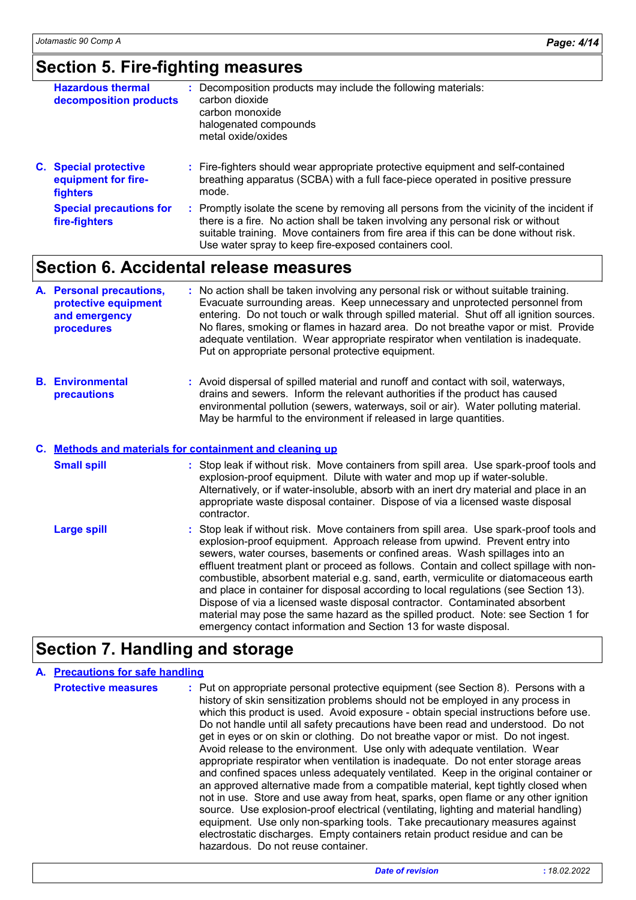## Section 5. Fire-fighting measures

**Hazardous thermal decomposition products** : Decomposition products may include the following materials:
carbon dioxide
carbon monoxide
halogenated compounds
metal oxide/oxides

**C. Special protective equipment for fire-fighters** : Fire-fighters should wear appropriate protective equipment and self-contained breathing apparatus (SCBA) with a full face-piece operated in positive pressure mode.

**Special precautions for fire-fighters** : Promptly isolate the scene by removing all persons from the vicinity of the incident if there is a fire. No action shall be taken involving any personal risk or without suitable training. Move containers from fire area if this can be done without risk. Use water spray to keep fire-exposed containers cool.

## Section 6. Accidental release measures

**A. Personal precautions, protective equipment and emergency procedures** : No action shall be taken involving any personal risk or without suitable training. Evacuate surrounding areas. Keep unnecessary and unprotected personnel from entering. Do not touch or walk through spilled material. Shut off all ignition sources. No flares, smoking or flames in hazard area. Do not breathe vapor or mist. Provide adequate ventilation. Wear appropriate respirator when ventilation is inadequate. Put on appropriate personal protective equipment.

**B. Environmental precautions** : Avoid dispersal of spilled material and runoff and contact with soil, waterways, drains and sewers. Inform the relevant authorities if the product has caused environmental pollution (sewers, waterways, soil or air). Water polluting material. May be harmful to the environment if released in large quantities.

**C. Methods and materials for containment and cleaning up**

**Small spill** : Stop leak if without risk. Move containers from spill area. Use spark-proof tools and explosion-proof equipment. Dilute with water and mop up if water-soluble. Alternatively, or if water-insoluble, absorb with an inert dry material and place in an appropriate waste disposal container. Dispose of via a licensed waste disposal contractor.

**Large spill** : Stop leak if without risk. Move containers from spill area. Use spark-proof tools and explosion-proof equipment. Approach release from upwind. Prevent entry into sewers, water courses, basements or confined areas. Wash spillages into an effluent treatment plant or proceed as follows. Contain and collect spillage with non-combustible, absorbent material e.g. sand, earth, vermiculite or diatomaceous earth and place in container for disposal according to local regulations (see Section 13). Dispose of via a licensed waste disposal contractor. Contaminated absorbent material may pose the same hazard as the spilled product. Note: see Section 1 for emergency contact information and Section 13 for waste disposal.

## Section 7. Handling and storage

**A. Precautions for safe handling**

**Protective measures** : Put on appropriate personal protective equipment (see Section 8). Persons with a history of skin sensitization problems should not be employed in any process in which this product is used. Avoid exposure - obtain special instructions before use. Do not handle until all safety precautions have been read and understood. Do not get in eyes or on skin or clothing. Do not breathe vapor or mist. Do not ingest. Avoid release to the environment. Use only with adequate ventilation. Wear appropriate respirator when ventilation is inadequate. Do not enter storage areas and confined spaces unless adequately ventilated. Keep in the original container or an approved alternative made from a compatible material, kept tightly closed when not in use. Store and use away from heat, sparks, open flame or any other ignition source. Use explosion-proof electrical (ventilating, lighting and material handling) equipment. Use only non-sparking tools. Take precautionary measures against electrostatic discharges. Empty containers retain product residue and can be hazardous. Do not reuse container.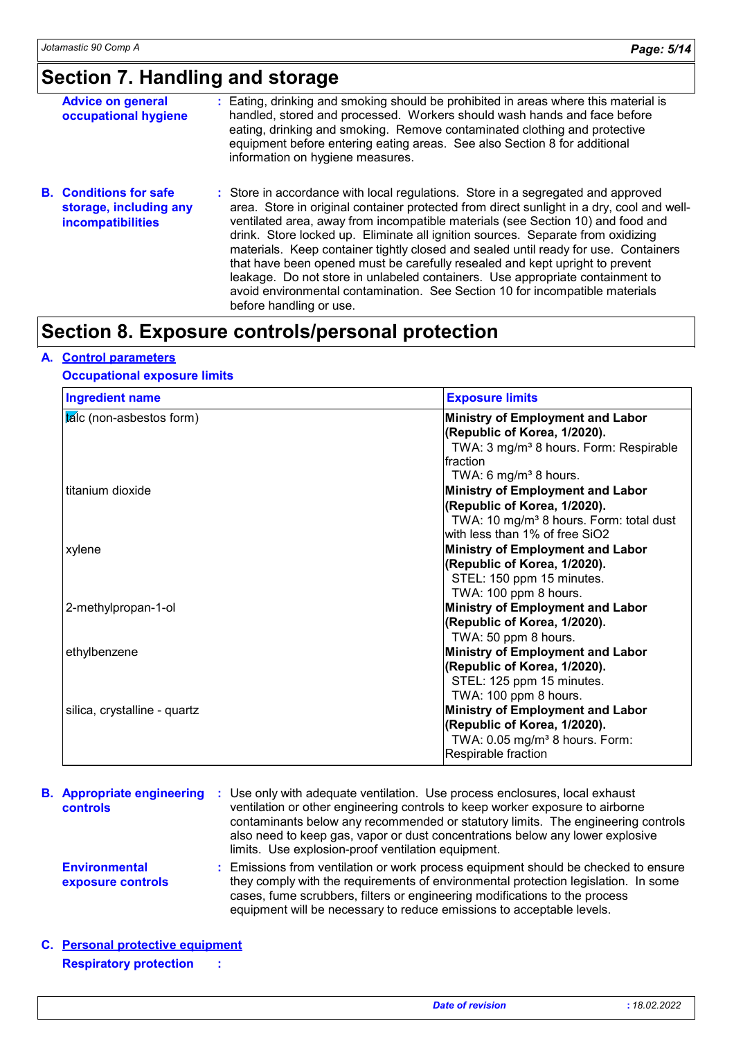# Section 7. Handling and storage

**Advice on general occupational hygiene** : Eating, drinking and smoking should be prohibited in areas where this material is handled, stored and processed. Workers should wash hands and face before eating, drinking and smoking. Remove contaminated clothing and protective equipment before entering eating areas. See also Section 8 for additional information on hygiene measures.

**B. Conditions for safe storage, including any incompatibilities** : Store in accordance with local regulations. Store in a segregated and approved area. Store in original container protected from direct sunlight in a dry, cool and well-ventilated area, away from incompatible materials (see Section 10) and food and drink. Store locked up. Eliminate all ignition sources. Separate from oxidizing materials. Keep container tightly closed and sealed until ready for use. Containers that have been opened must be carefully resealed and kept upright to prevent leakage. Do not store in unlabeled containers. Use appropriate containment to avoid environmental contamination. See Section 10 for incompatible materials before handling or use.

# Section 8. Exposure controls/personal protection

**A. Control parameters**

**Occupational exposure limits**

| Ingredient name | Exposure limits |
|---|---|
| talc (non-asbestos form) | **Ministry of Employment and Labor (Republic of Korea, 1/2020).**<br>TWA: 3 mg/m³ 8 hours. Form: Respirable fraction<br>TWA: 6 mg/m³ 8 hours. |
| titanium dioxide | **Ministry of Employment and Labor (Republic of Korea, 1/2020).**<br>TWA: 10 mg/m³ 8 hours. Form: total dust with less than 1% of free $SiO_2$ |
| xylene | **Ministry of Employment and Labor (Republic of Korea, 1/2020).**<br>STEL: 150 ppm 15 minutes.<br>TWA: 100 ppm 8 hours. |
| 2-methylpropan-1-ol | **Ministry of Employment and Labor (Republic of Korea, 1/2020).**<br>TWA: 50 ppm 8 hours. |
| ethylbenzene | **Ministry of Employment and Labor (Republic of Korea, 1/2020).**<br>STEL: 125 ppm 15 minutes.<br>TWA: 100 ppm 8 hours. |
| silica, crystalline - quartz | **Ministry of Employment and Labor (Republic of Korea, 1/2020).**<br>TWA: 0.05 mg/m³ 8 hours. Form: Respirable fraction |

**B. Appropriate engineering controls** : Use only with adequate ventilation. Use process enclosures, local exhaust ventilation or other engineering controls to keep worker exposure to airborne contaminants below any recommended or statutory limits. The engineering controls also need to keep gas, vapor or dust concentrations below any lower explosive limits. Use explosion-proof ventilation equipment.

**Environmental exposure controls** : Emissions from ventilation or work process equipment should be checked to ensure they comply with the requirements of environmental protection legislation. In some cases, fume scrubbers, filters or engineering modifications to the process equipment will be necessary to reduce emissions to acceptable levels.

**C. Personal protective equipment**

**Respiratory protection** :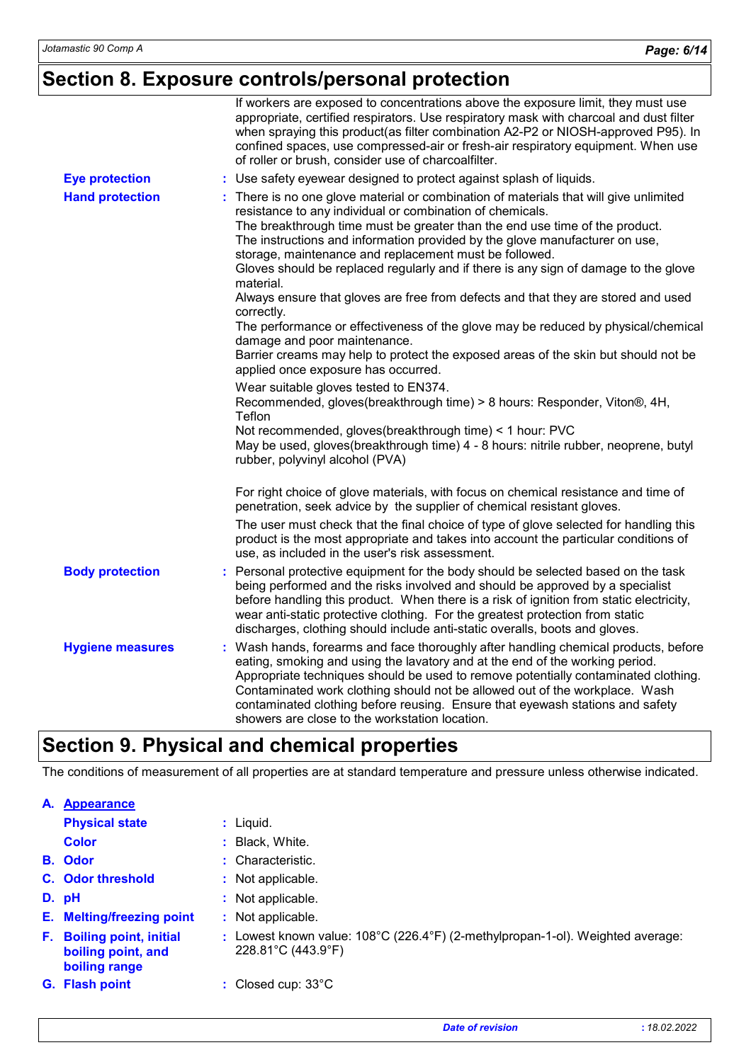## Section 8. Exposure controls/personal protection

If workers are exposed to concentrations above the exposure limit, they must use appropriate, certified respirators. Use respiratory mask with charcoal and dust filter when spraying this product(as filter combination A2-P2 or NIOSH-approved P95). In confined spaces, use compressed-air or fresh-air respiratory equipment. When use of roller or brush, consider use of charcoalfilter.

**Eye protection** : Use safety eyewear designed to protect against splash of liquids.

**Hand protection** : There is no one glove material or combination of materials that will give unlimited resistance to any individual or combination of chemicals.
The breakthrough time must be greater than the end use time of the product.
The instructions and information provided by the glove manufacturer on use, storage, maintenance and replacement must be followed.
Gloves should be replaced regularly and if there is any sign of damage to the glove material.
Always ensure that gloves are free from defects and that they are stored and used correctly.
The performance or effectiveness of the glove may be reduced by physical/chemical damage and poor maintenance.
Barrier creams may help to protect the exposed areas of the skin but should not be applied once exposure has occurred.

Wear suitable gloves tested to EN374.
Recommended, gloves(breakthrough time) > 8 hours: Responder, Viton®, 4H, Teflon
Not recommended, gloves(breakthrough time) < 1 hour: PVC
May be used, gloves(breakthrough time) 4 - 8 hours: nitrile rubber, neoprene, butyl rubber, polyvinyl alcohol (PVA)

For right choice of glove materials, with focus on chemical resistance and time of penetration, seek advice by the supplier of chemical resistant gloves.

The user must check that the final choice of type of glove selected for handling this product is the most appropriate and takes into account the particular conditions of use, as included in the user's risk assessment.

**Body protection** : Personal protective equipment for the body should be selected based on the task being performed and the risks involved and should be approved by a specialist before handling this product. When there is a risk of ignition from static electricity, wear anti-static protective clothing. For the greatest protection from static discharges, clothing should include anti-static overalls, boots and gloves.

**Hygiene measures** : Wash hands, forearms and face thoroughly after handling chemical products, before eating, smoking and using the lavatory and at the end of the working period. Appropriate techniques should be used to remove potentially contaminated clothing. Contaminated work clothing should not be allowed out of the workplace. Wash contaminated clothing before reusing. Ensure that eyewash stations and safety showers are close to the workstation location.

## Section 9. Physical and chemical properties

The conditions of measurement of all properties are at standard temperature and pressure unless otherwise indicated.

**A. Appearance**

**Physical state** : Liquid.

**Color** : Black, White.

**B. Odor** : Characteristic.

**C. Odor threshold** : Not applicable.

**D. pH** : Not applicable.

**E. Melting/freezing point** : Not applicable.

**F. Boiling point, initial boiling point, and boiling range** : Lowest known value: 108°C (226.4°F) (2-methylpropan-1-ol). Weighted average: 228.81°C (443.9°F)

**G. Flash point** : Closed cup: 33°C

Date of revision : 18.02.2022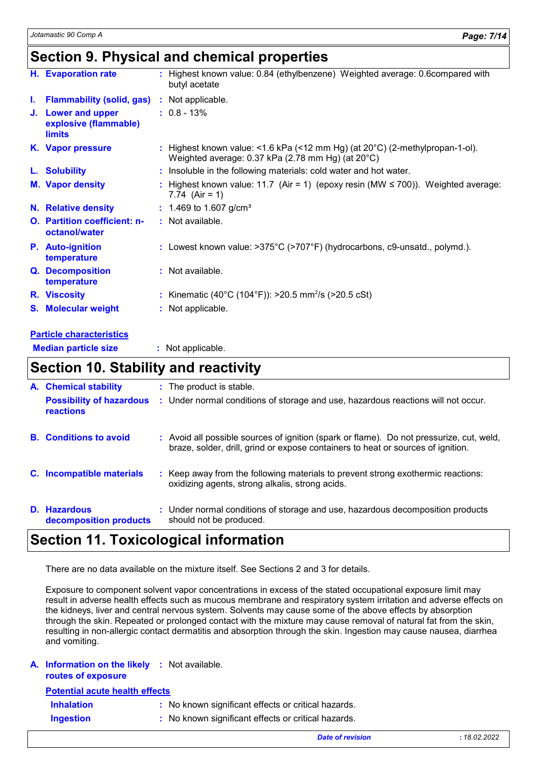## Section 9. Physical and chemical properties

| | |
|---|---|
| **H. Evaporation rate** | : Highest known value: 0.84 (ethylbenzene)  Weighted average: 0.6compared with butyl acetate |
| **I. Flammability (solid, gas)** | : Not applicable. |
| **J. Lower and upper explosive (flammable) limits** | : 0.8 - 13% |
| **K. Vapor pressure** | : Highest known value: <1.6 kPa (<12 mm Hg) (at 20°C) (2-methylpropan-1-ol). Weighted average: 0.37 kPa (2.78 mm Hg) (at 20°C) |
| **L. Solubility** | : Insoluble in the following materials: cold water and hot water. |
| **M. Vapor density** | : Highest known value: 11.7  (Air = 1)  (epoxy resin (MW ≤ 700)).  Weighted average: 7.74  (Air = 1) |
| **N. Relative density** | : 1.469 to 1.607 g/cm³ |
| **O. Partition coefficient: n-octanol/water** | : Not available. |
| **P. Auto-ignition temperature** | : Lowest known value: >375°C (>707°F) (hydrocarbons, c9-unsatd., polymd.). |
| **Q. Decomposition temperature** | : Not available. |
| **R. Viscosity** | : Kinematic (40°C (104°F)): >20.5 $mm^2/s$ (>20.5 cSt) |
| **S. Molecular weight** | : Not applicable. |

**Particle characteristics**

| | |
|---|---|
| **Median particle size** | : Not applicable. |

## Section 10. Stability and reactivity

| | |
|---|---|
| **A. Chemical stability** | : The product is stable. |
| **Possibility of hazardous reactions** | : Under normal conditions of storage and use, hazardous reactions will not occur. |
| **B. Conditions to avoid** | : Avoid all possible sources of ignition (spark or flame).  Do not pressurize, cut, weld, braze, solder, drill, grind or expose containers to heat or sources of ignition. |
| **C. Incompatible materials** | : Keep away from the following materials to prevent strong exothermic reactions: oxidizing agents, strong alkalis, strong acids. |
| **D. Hazardous decomposition products** | : Under normal conditions of storage and use, hazardous decomposition products should not be produced. |

## Section 11. Toxicological information

There are no data available on the mixture itself. See Sections 2 and 3 for details.

Exposure to component solvent vapor concentrations in excess of the stated occupational exposure limit may result in adverse health effects such as mucous membrane and respiratory system irritation and adverse effects on the kidneys, liver and central nervous system. Solvents may cause some of the above effects by absorption through the skin. Repeated or prolonged contact with the mixture may cause removal of natural fat from the skin, resulting in non-allergic contact dermatitis and absorption through the skin. Ingestion may cause nausea, diarrhea and vomiting.

| | |
|---|---|
| **A. Information on the likely routes of exposure** | : Not available. |

**Potential acute health effects**

| | |
|---|---|
| **Inhalation** | : No known significant effects or critical hazards. |
| **Ingestion** | : No known significant effects or critical hazards. |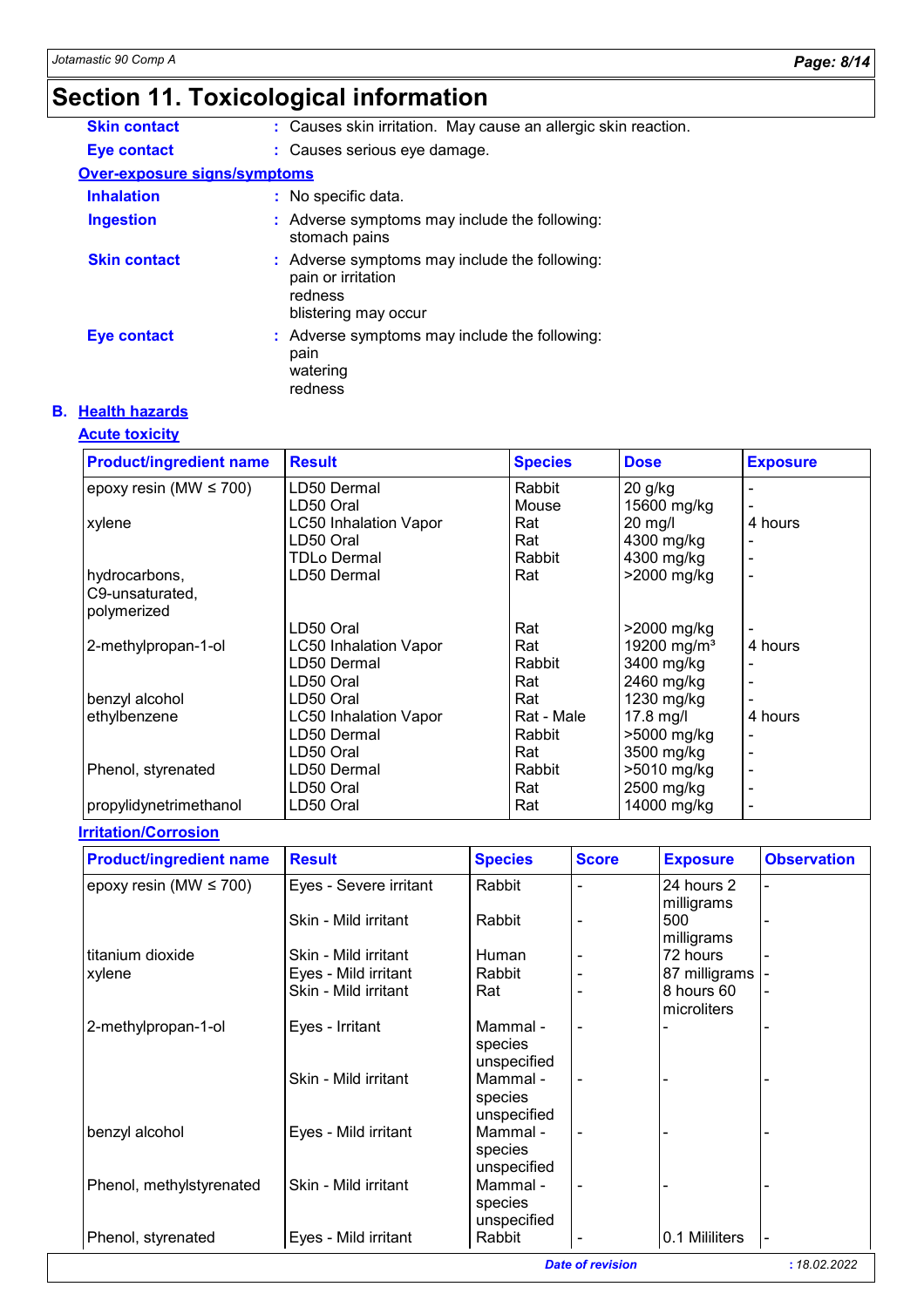# Section 11. Toxicological information

**Skin contact** : Causes skin irritation. May cause an allergic skin reaction.

**Eye contact** : Causes serious eye damage.

**Over-exposure signs/symptoms**

**Inhalation** : No specific data.

**Ingestion** : Adverse symptoms may include the following:
stomach pains

**Skin contact** : Adverse symptoms may include the following:
pain or irritation
redness
blistering may occur

**Eye contact** : Adverse symptoms may include the following:
pain
watering
redness

## B. Health hazards

### Acute toxicity

| Product/ingredient name | Result | Species | Dose | Exposure |
|---|---|---|---|---|
| epoxy resin (MW ≤ 700) | LD50 Dermal | Rabbit | 20 g/kg | - |
| | LD50 Oral | Mouse | 15600 mg/kg | - |
| xylene | LC50 Inhalation Vapor | Rat | 20 mg/l | 4 hours |
| | LD50 Oral | Rat | 4300 mg/kg | - |
| | TDLo Dermal | Rabbit | 4300 mg/kg | - |
| hydrocarbons, C9-unsaturated, polymerized | LD50 Dermal | Rat | >2000 mg/kg | - |
| | LD50 Oral | Rat | >2000 mg/kg | - |
| 2-methylpropan-1-ol | LC50 Inhalation Vapor | Rat | 19200 mg/m³ | 4 hours |
| | LD50 Dermal | Rabbit | 3400 mg/kg | - |
| | LD50 Oral | Rat | 2460 mg/kg | - |
| benzyl alcohol | LD50 Oral | Rat | 1230 mg/kg | - |
| ethylbenzene | LC50 Inhalation Vapor | Rat - Male | 17.8 mg/l | 4 hours |
| | LD50 Dermal | Rabbit | >5000 mg/kg | - |
| | LD50 Oral | Rat | 3500 mg/kg | - |
| Phenol, styrenated | LD50 Dermal | Rabbit | >5010 mg/kg | - |
| | LD50 Oral | Rat | 2500 mg/kg | - |
| propylidynetrimethanol | LD50 Oral | Rat | 14000 mg/kg | - |

### Irritation/Corrosion

| Product/ingredient name | Result | Species | Score | Exposure | Observation |
|---|---|---|---|---|---|
| epoxy resin (MW ≤ 700) | Eyes - Severe irritant | Rabbit | - | 24 hours 2 milligrams | - |
| | Skin - Mild irritant | Rabbit | - | 500 milligrams | - |
| titanium dioxide | Skin - Mild irritant | Human | - | 72 hours | - |
| xylene | Eyes - Mild irritant | Rabbit | - | 87 milligrams | - |
| | Skin - Mild irritant | Rat | - | 8 hours 60 microliters | - |
| 2-methylpropan-1-ol | Eyes - Irritant | Mammal - species unspecified | - | - | - |
| | Skin - Mild irritant | Mammal - species unspecified | - | - | - |
| benzyl alcohol | Eyes - Mild irritant | Mammal - species unspecified | - | - | - |
| Phenol, methylstyrenated | Skin - Mild irritant | Mammal - species unspecified | - | - | - |
| Phenol, styrenated | Eyes - Mild irritant | Rabbit | - | 0.1 Mililiters | - |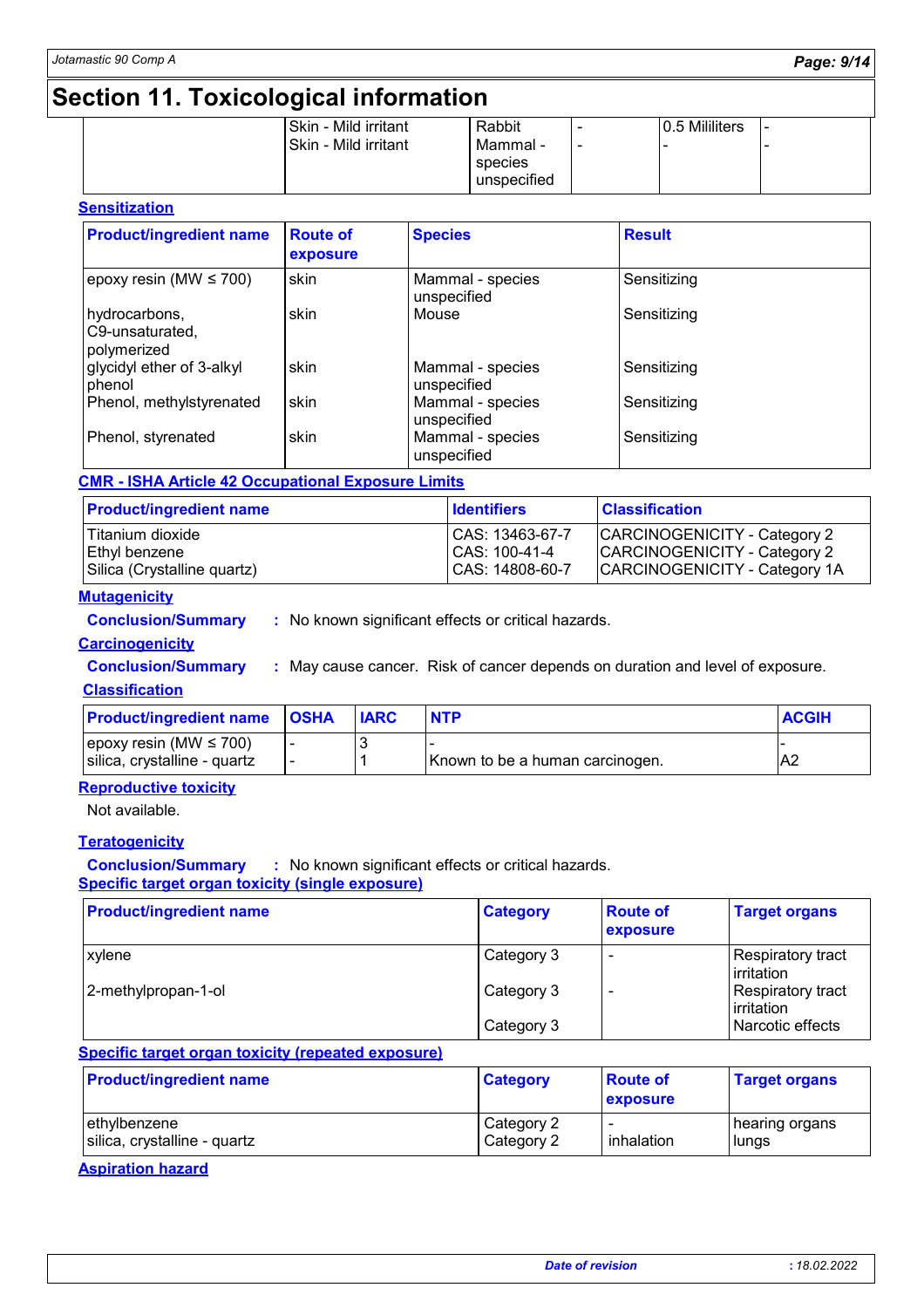## Section 11. Toxicological information

| | | | | | |
|---|---|---|---|---|---|
| | Skin - Mild irritant | Rabbit | - | 0.5 Mililiters | - |
| | Skin - Mild irritant | Mammal - species unspecified | - | - | - |

### Sensitization

| Product/ingredient name | Route of exposure | Species | Result |
|---|---|---|---|
| epoxy resin (MW ≤ 700) | skin | Mammal - species unspecified | Sensitizing |
| hydrocarbons, C9-unsaturated, polymerized | skin | Mouse | Sensitizing |
| glycidyl ether of 3-alkyl phenol | skin | Mammal - species unspecified | Sensitizing |
| Phenol, methylstyrenated | skin | Mammal - species unspecified | Sensitizing |
| Phenol, styrenated | skin | Mammal - species unspecified | Sensitizing |

### CMR - ISHA Article 42 Occupational Exposure Limits

| Product/ingredient name | Identifiers | Classification |
|---|---|---|
| Titanium dioxide | CAS: 13463-67-7 | CARCINOGENICITY - Category 2 |
| Ethyl benzene | CAS: 100-41-4 | CARCINOGENICITY - Category 2 |
| Silica (Crystalline quartz) | CAS: 14808-60-7 | CARCINOGENICITY - Category 1A |

### Mutagenicity

**Conclusion/Summary** : No known significant effects or critical hazards.

### Carcinogenicity

**Conclusion/Summary** : May cause cancer. Risk of cancer depends on duration and level of exposure.

### Classification

| Product/ingredient name | OSHA | IARC | NTP | ACGIH |
|---|---|---|---|---|
| epoxy resin (MW ≤ 700) | - | 3 | - | - |
| silica, crystalline - quartz | - | 1 | Known to be a human carcinogen. | A2 |

### Reproductive toxicity

Not available.

### Teratogenicity

**Conclusion/Summary** : No known significant effects or critical hazards.

### Specific target organ toxicity (single exposure)

| Product/ingredient name | Category | Route of exposure | Target organs |
|---|---|---|---|
| xylene | Category 3 | - | Respiratory tract irritation |
| 2-methylpropan-1-ol | Category 3 | - | Respiratory tract irritation |
| | Category 3 | | Narcotic effects |

### Specific target organ toxicity (repeated exposure)

| Product/ingredient name | Category | Route of exposure | Target organs |
|---|---|---|---|
| ethylbenzene | Category 2 | - | hearing organs |
| silica, crystalline - quartz | Category 2 | inhalation | lungs |

### Aspiration hazard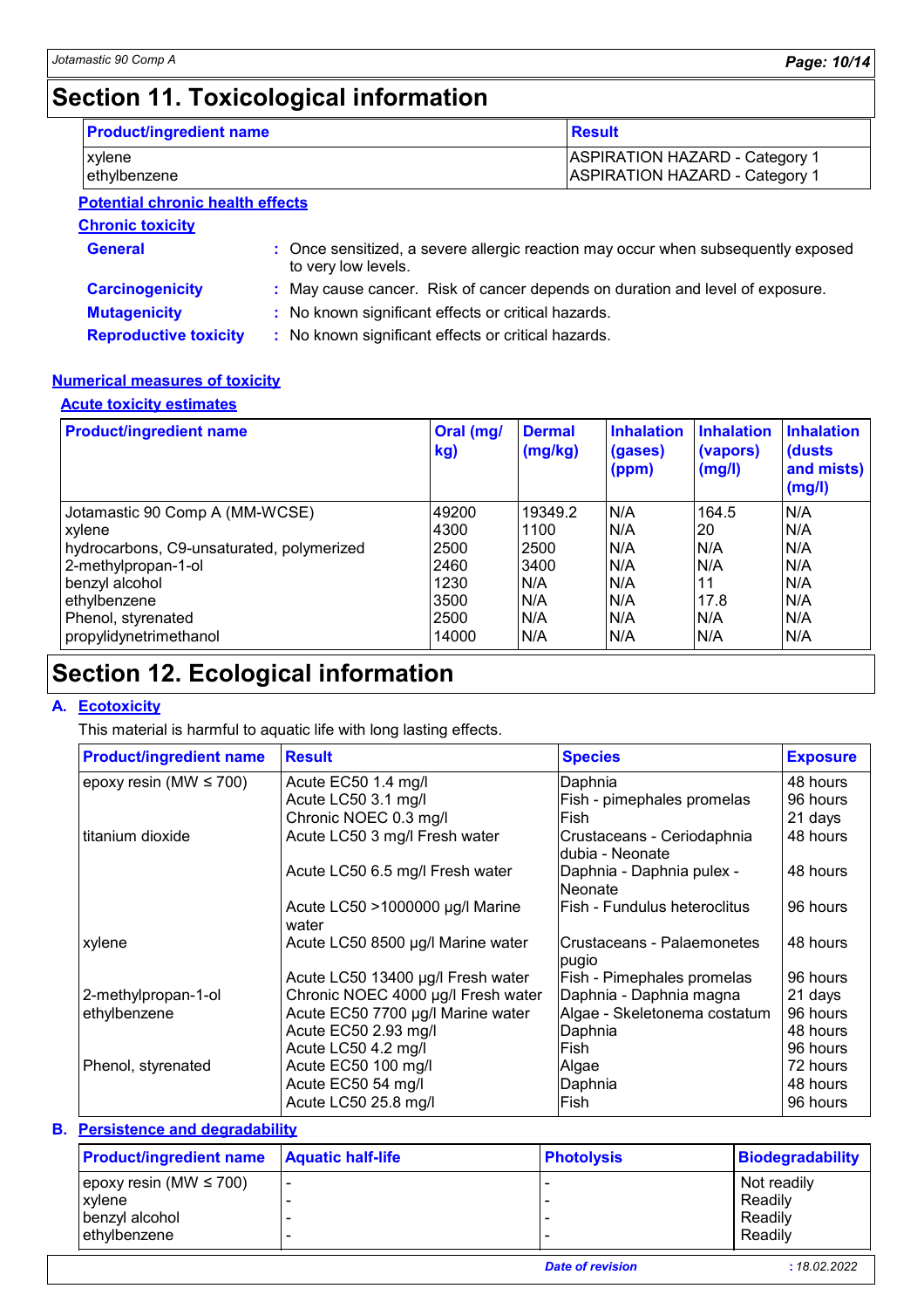# Section 11. Toxicological information

| Product/ingredient name | Result |
| --- | --- |
| xylene | ASPIRATION HAZARD - Category 1 |
| ethylbenzene | ASPIRATION HAZARD - Category 1 |

**Potential chronic health effects**

**Chronic toxicity**

**General** : Once sensitized, a severe allergic reaction may occur when subsequently exposed to very low levels.

**Carcinogenicity** : May cause cancer. Risk of cancer depends on duration and level of exposure.

**Mutagenicity** : No known significant effects or critical hazards.

**Reproductive toxicity** : No known significant effects or critical hazards.

**Numerical measures of toxicity**

**Acute toxicity estimates**

| Product/ingredient name | Oral (mg/kg) | Dermal (mg/kg) | Inhalation (gases) (ppm) | Inhalation (vapors) (mg/l) | Inhalation (dusts and mists) (mg/l) |
| --- | --- | --- | --- | --- | --- |
| Jotamastic 90 Comp A (MM-WCSE) | 49200 | 19349.2 | N/A | 164.5 | N/A |
| xylene | 4300 | 1100 | N/A | 20 | N/A |
| hydrocarbons, C9-unsaturated, polymerized | 2500 | 2500 | N/A | N/A | N/A |
| 2-methylpropan-1-ol | 2460 | 3400 | N/A | N/A | N/A |
| benzyl alcohol | 1230 | N/A | N/A | 11 | N/A |
| ethylbenzene | 3500 | N/A | N/A | 17.8 | N/A |
| Phenol, styrenated | 2500 | N/A | N/A | N/A | N/A |
| propylidynetrimethanol | 14000 | N/A | N/A | N/A | N/A |

# Section 12. Ecological information

**A. Ecotoxicity**

This material is harmful to aquatic life with long lasting effects.

| Product/ingredient name | Result | Species | Exposure |
| --- | --- | --- | --- |
| epoxy resin (MW ≤ 700) | Acute EC50 1.4 mg/l | Daphnia | 48 hours |
| | Acute LC50 3.1 mg/l | Fish - pimephales promelas | 96 hours |
| | Chronic NOEC 0.3 mg/l | Fish | 21 days |
| titanium dioxide | Acute LC50 3 mg/l Fresh water | Crustaceans - Ceriodaphnia dubia - Neonate | 48 hours |
| | Acute LC50 6.5 mg/l Fresh water | Daphnia - Daphnia pulex - Neonate | 48 hours |
| | Acute LC50 >1000000 µg/l Marine water | Fish - Fundulus heteroclitus | 96 hours |
| xylene | Acute LC50 8500 µg/l Marine water | Crustaceans - Palaemonetes pugio | 48 hours |
| | Acute LC50 13400 µg/l Fresh water | Fish - Pimephales promelas | 96 hours |
| 2-methylpropan-1-ol | Chronic NOEC 4000 µg/l Fresh water | Daphnia - Daphnia magna | 21 days |
| ethylbenzene | Acute EC50 7700 µg/l Marine water | Algae - Skeletonema costatum | 96 hours |
| | Acute EC50 2.93 mg/l | Daphnia | 48 hours |
| | Acute LC50 4.2 mg/l | Fish | 96 hours |
| Phenol, styrenated | Acute EC50 100 mg/l | Algae | 72 hours |
| | Acute EC50 54 mg/l | Daphnia | 48 hours |
| | Acute LC50 25.8 mg/l | Fish | 96 hours |

**B. Persistence and degradability**

| Product/ingredient name | Aquatic half-life | Photolysis | Biodegradability |
| --- | --- | --- | --- |
| epoxy resin (MW ≤ 700) | - | - | Not readily |
| xylene | - | - | Readily |
| benzyl alcohol | - | - | Readily |
| ethylbenzene | - | - | Readily |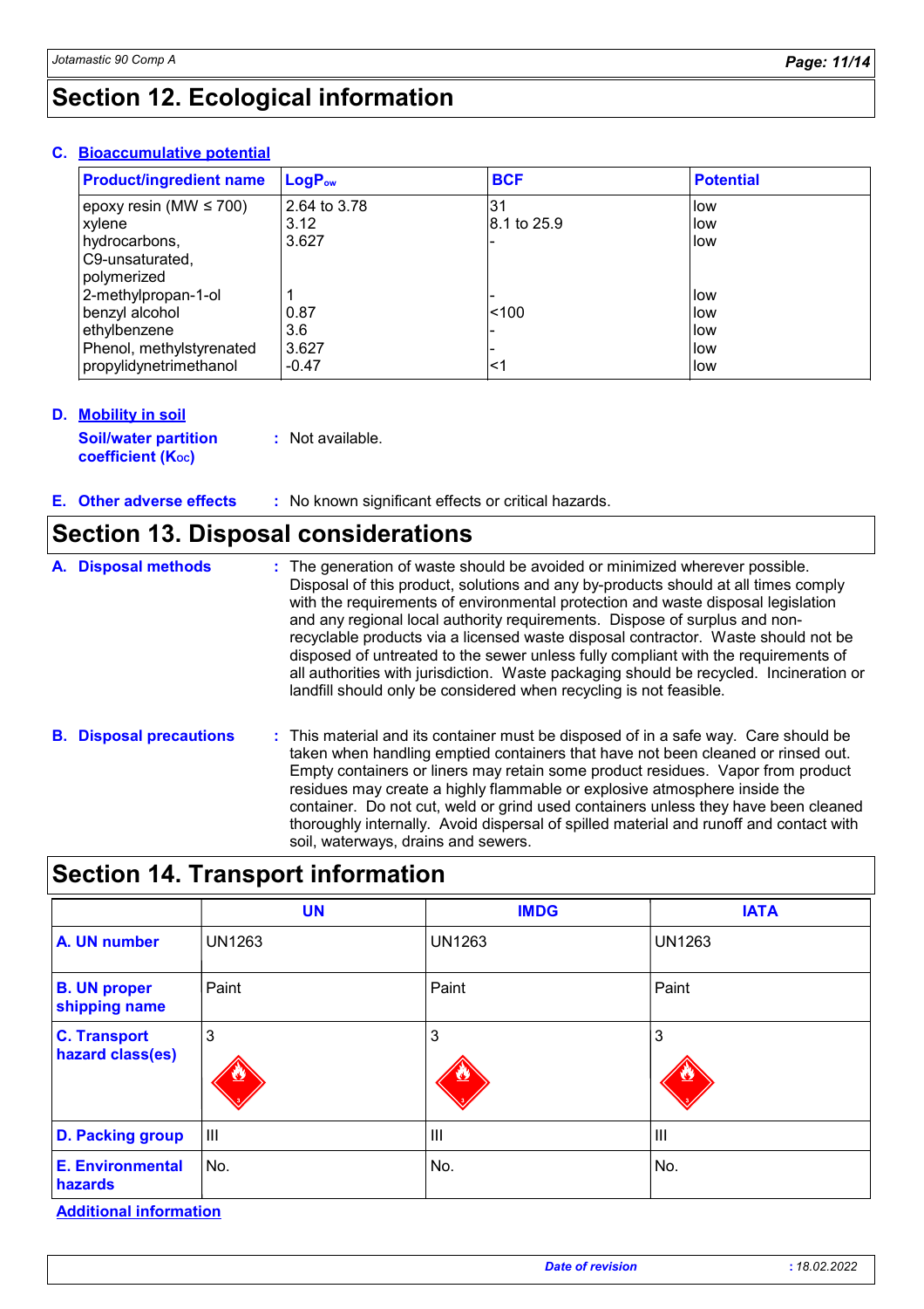# Section 12. Ecological information

**C. Bioaccumulative potential**

| Product/ingredient name | $LogP_{ow}$ | BCF | Potential |
|---|---|---|---|
| epoxy resin (MW ≤ 700) | 2.64 to 3.78 | 31 | low |
| xylene | 3.12 | 8.1 to 25.9 | low |
| hydrocarbons, C9-unsaturated, polymerized | 3.627 | - | low |
| 2-methylpropan-1-ol | 1 | - | low |
| benzyl alcohol | 0.87 | <100 | low |
| ethylbenzene | 3.6 | - | low |
| Phenol, methylstyrenated | 3.627 | - | low |
| propylidynetrimethanol | -0.47 | <1 | low |

**D. Mobility in soil**

**Soil/water partition coefficient ($K_{OC}$)** : Not available.

**E. Other adverse effects** : No known significant effects or critical hazards.

# Section 13. Disposal considerations

**A. Disposal methods** : The generation of waste should be avoided or minimized wherever possible. Disposal of this product, solutions and any by-products should at all times comply with the requirements of environmental protection and waste disposal legislation and any regional local authority requirements. Dispose of surplus and non-recyclable products via a licensed waste disposal contractor. Waste should not be disposed of untreated to the sewer unless fully compliant with the requirements of all authorities with jurisdiction. Waste packaging should be recycled. Incineration or landfill should only be considered when recycling is not feasible.

**B. Disposal precautions** : This material and its container must be disposed of in a safe way. Care should be taken when handling emptied containers that have not been cleaned or rinsed out. Empty containers or liners may retain some product residues. Vapor from product residues may create a highly flammable or explosive atmosphere inside the container. Do not cut, weld or grind used containers unless they have been cleaned thoroughly internally. Avoid dispersal of spilled material and runoff and contact with soil, waterways, drains and sewers.

# Section 14. Transport information

| | UN | IMDG | IATA |
|---|---|---|---|
| **A. UN number** | UN1263 | UN1263 | UN1263 |
| **B. UN proper shipping name** | Paint | Paint | Paint |
| **C. Transport hazard class(es)** | 3 | 3 | 3 |
| **D. Packing group** | III | III | III |
| **E. Environmental hazards** | No. | No. | No. |

**Additional information**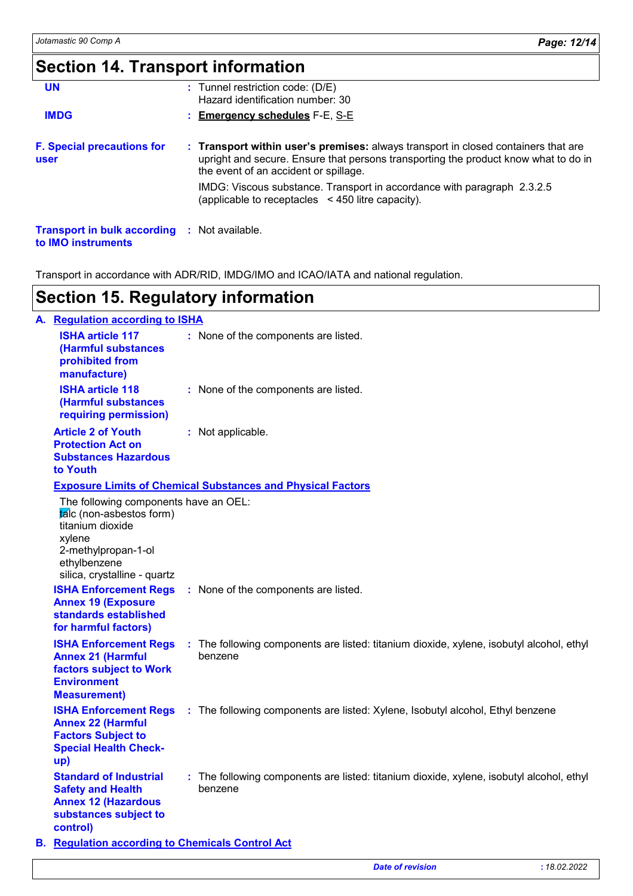## Section 14. Transport information

| | | |
|---|---|---|
| **UN** | : | Tunnel restriction code: (D/E)<br>Hazard identification number: 30 |
| **IMDG** | : | **Emergency schedules** F-E, S-E |

**F. Special precautions for user** : **Transport within user's premises:** always transport in closed containers that are upright and secure. Ensure that persons transporting the product know what to do in the event of an accident or spillage.

IMDG: Viscous substance. Transport in accordance with paragraph 2.3.2.5 (applicable to receptacles < 450 litre capacity).

**Transport in bulk according to IMO instruments** : Not available.

Transport in accordance with ADR/RID, IMDG/IMO and ICAO/IATA and national regulation.

## Section 15. Regulatory information

### A. Regulation according to ISHA

**ISHA article 117 (Harmful substances prohibited from manufacture)** : None of the components are listed.

**ISHA article 118 (Harmful substances requiring permission)** : None of the components are listed.

**Article 2 of Youth Protection Act on Substances Hazardous to Youth** : Not applicable.

**Exposure Limits of Chemical Substances and Physical Factors**

The following components have an OEL:
talc (non-asbestos form)
titanium dioxide
xylene
2-methylpropan-1-ol
ethylbenzene
silica, crystalline - quartz

**ISHA Enforcement Regs Annex 19 (Exposure standards established for harmful factors)** : None of the components are listed.

**ISHA Enforcement Regs Annex 21 (Harmful factors subject to Work Environment Measurement)** : The following components are listed: titanium dioxide, xylene, isobutyl alcohol, ethyl benzene

**ISHA Enforcement Regs Annex 22 (Harmful Factors Subject to Special Health Check-up)** : The following components are listed: Xylene, Isobutyl alcohol, Ethyl benzene

**Standard of Industrial Safety and Health Annex 12 (Hazardous substances subject to control)** : The following components are listed: titanium dioxide, xylene, isobutyl alcohol, ethyl benzene

### B. Regulation according to Chemicals Control Act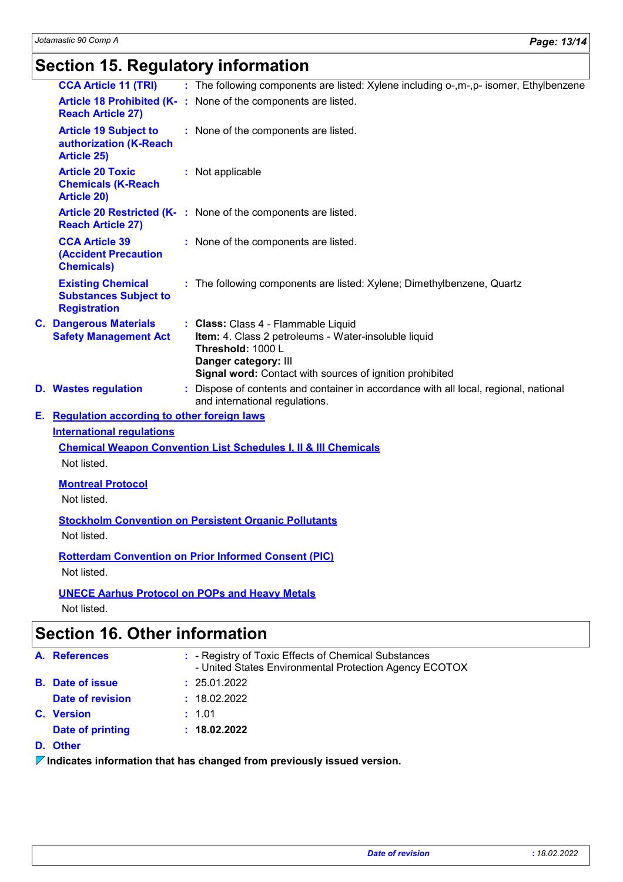# Section 15. Regulatory information

**CCA Article 11 (TRI)** : The following components are listed: Xylene including o-,m-,p- isomer, Ethylbenzene

**Article 18 Prohibited (K-Reach Article 27)** : None of the components are listed.

**Article 19 Subject to authorization (K-Reach Article 25)** : None of the components are listed.

**Article 20 Toxic Chemicals (K-Reach Article 20)** : Not applicable

**Article 20 Restricted (K-Reach Article 27)** : None of the components are listed.

**CCA Article 39 (Accident Precaution Chemicals)** : None of the components are listed.

**Existing Chemical Substances Subject to Registration** : The following components are listed: Xylene; Dimethylbenzene, Quartz

**C. Dangerous Materials Safety Management Act** :
**Class:** Class 4 - Flammable Liquid
**Item:** 4. Class 2 petroleums - Water-insoluble liquid
**Threshold:** 1000 L
**Danger category:** III
**Signal word:** Contact with sources of ignition prohibited

**D. Wastes regulation** : Dispose of contents and container in accordance with all local, regional, national and international regulations.

**E. Regulation according to other foreign laws**

**International regulations**

**Chemical Weapon Convention List Schedules I, II & III Chemicals**

Not listed.

**Montreal Protocol**

Not listed.

**Stockholm Convention on Persistent Organic Pollutants**

Not listed.

**Rotterdam Convention on Prior Informed Consent (PIC)**

Not listed.

**UNECE Aarhus Protocol on POPs and Heavy Metals**

Not listed.

# Section 16. Other information

**A. References** :
- Registry of Toxic Effects of Chemical Substances
- United States Environmental Protection Agency ECOTOX

**B. Date of issue** : 25.01.2022

**Date of revision** : 18.02.2022

**C. Version** : 1.01

**Date of printing** : **18.02.2022**

**D. Other**

**Indicates information that has changed from previously issued version.**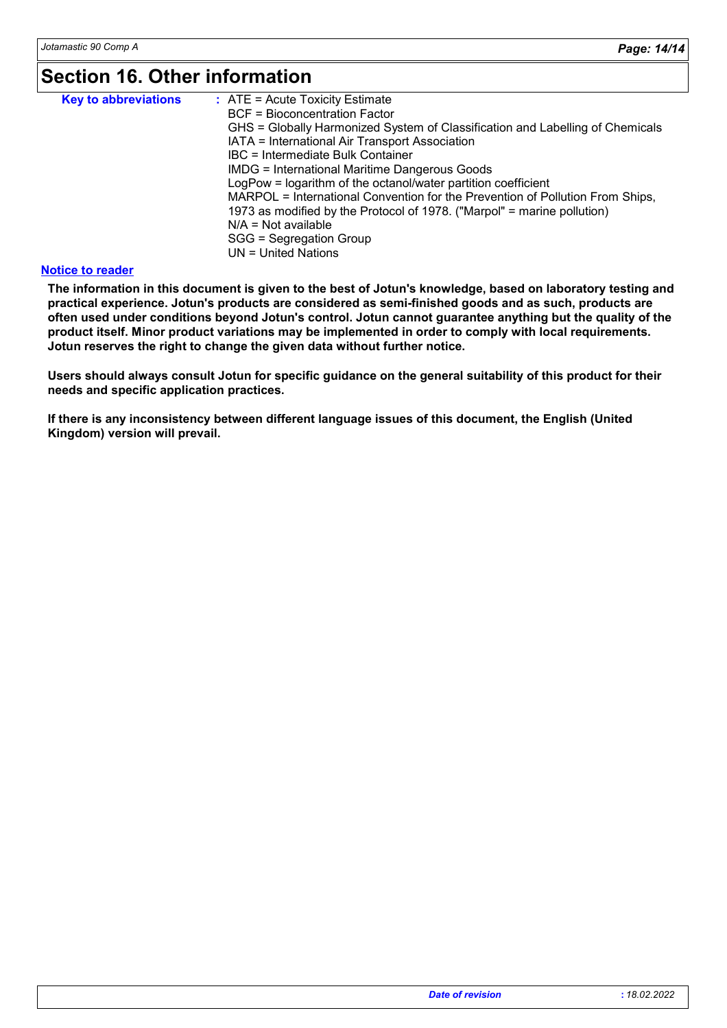# Section 16. Other information

**Key to abbreviations** : ATE = Acute Toxicity Estimate
BCF = Bioconcentration Factor
GHS = Globally Harmonized System of Classification and Labelling of Chemicals
IATA = International Air Transport Association
IBC = Intermediate Bulk Container
IMDG = International Maritime Dangerous Goods
LogPow = logarithm of the octanol/water partition coefficient
MARPOL = International Convention for the Prevention of Pollution From Ships, 1973 as modified by the Protocol of 1978. ("Marpol" = marine pollution)
N/A = Not available
SGG = Segregation Group
UN = United Nations

**Notice to reader**

**The information in this document is given to the best of Jotun's knowledge, based on laboratory testing and practical experience. Jotun's products are considered as semi-finished goods and as such, products are often used under conditions beyond Jotun's control. Jotun cannot guarantee anything but the quality of the product itself. Minor product variations may be implemented in order to comply with local requirements. Jotun reserves the right to change the given data without further notice.**

**Users should always consult Jotun for specific guidance on the general suitability of this product for their needs and specific application practices.**

**If there is any inconsistency between different language issues of this document, the English (United Kingdom) version will prevail.**